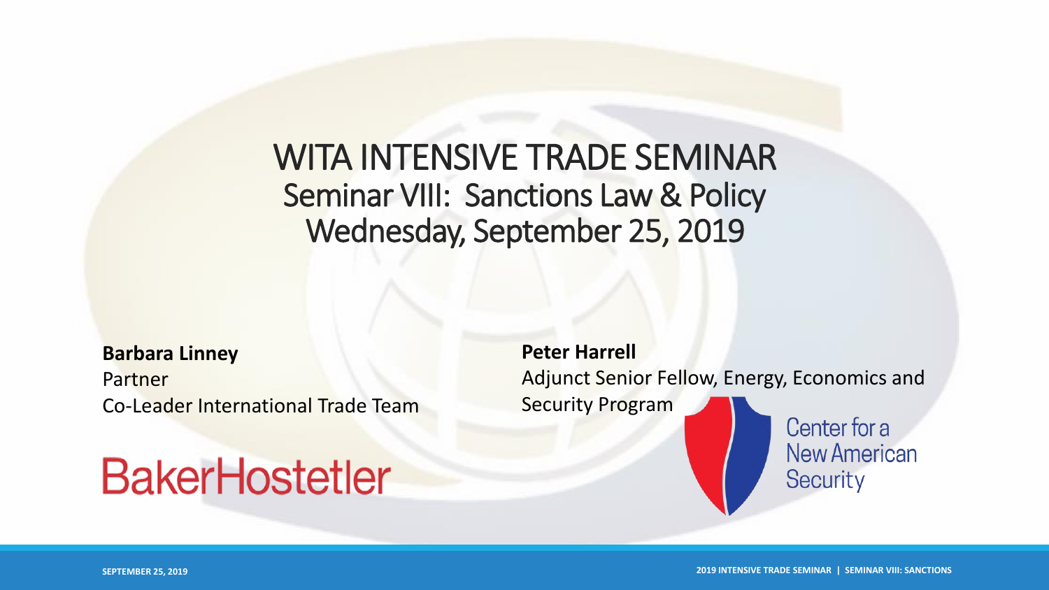# WITA INTENSIVE TRADE SEMINAR

## Seminar VIII: Sanctions Law & Policy

## Wednesday, September 25, 2019

**Barbara Linney**
Partner
Co-Leader International Trade Team

BakerHostetler

**Peter Harrell**
Adjunct Senior Fellow, Energy, Economics and Security Program

Center for a New American Security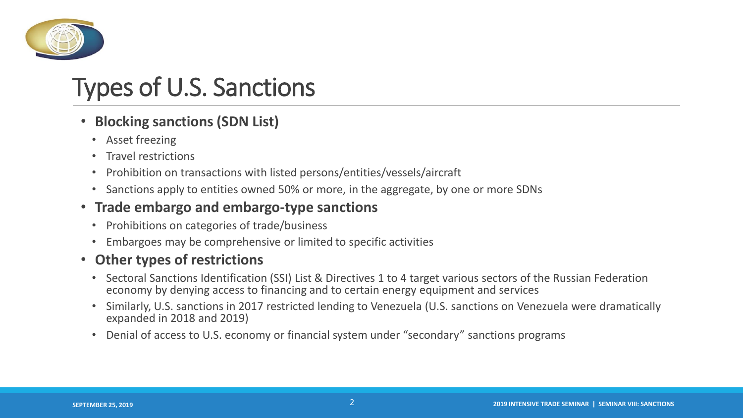# Types of U.S. Sanctions

- **Blocking sanctions (SDN List)**
  - Asset freezing
  - Travel restrictions
  - Prohibition on transactions with listed persons/entities/vessels/aircraft
  - Sanctions apply to entities owned 50% or more, in the aggregate, by one or more SDNs
- **Trade embargo and embargo-type sanctions**
  - Prohibitions on categories of trade/business
  - Embargoes may be comprehensive or limited to specific activities
- **Other types of restrictions**
  - Sectoral Sanctions Identification (SSI) List & Directives 1 to 4 target various sectors of the Russian Federation economy by denying access to financing and to certain energy equipment and services
  - Similarly, U.S. sanctions in 2017 restricted lending to Venezuela (U.S. sanctions on Venezuela were dramatically expanded in 2018 and 2019)
  - Denial of access to U.S. economy or financial system under "secondary" sanctions programs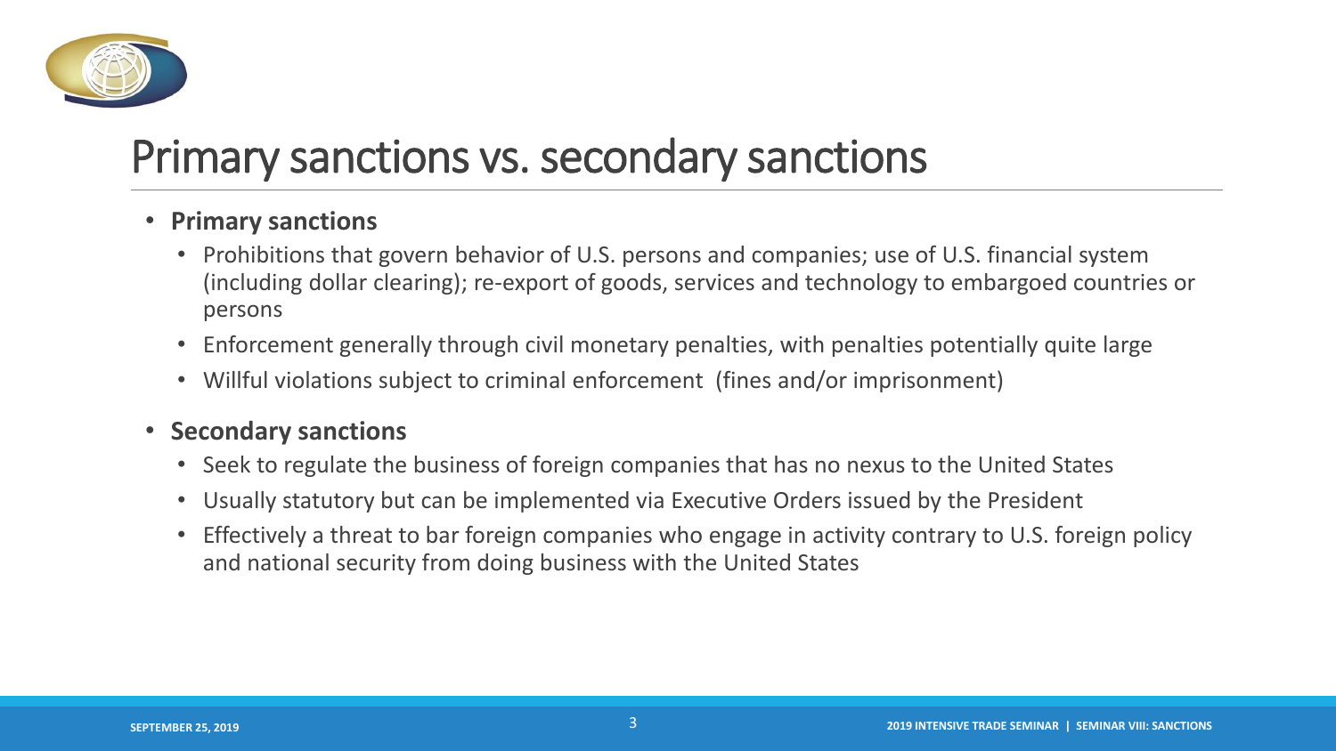# Primary sanctions vs. secondary sanctions

- **Primary sanctions**
  - Prohibitions that govern behavior of U.S. persons and companies; use of U.S. financial system (including dollar clearing); re-export of goods, services and technology to embargoed countries or persons
  - Enforcement generally through civil monetary penalties, with penalties potentially quite large
  - Willful violations subject to criminal enforcement (fines and/or imprisonment)
- **Secondary sanctions**
  - Seek to regulate the business of foreign companies that has no nexus to the United States
  - Usually statutory but can be implemented via Executive Orders issued by the President
  - Effectively a threat to bar foreign companies who engage in activity contrary to U.S. foreign policy and national security from doing business with the United States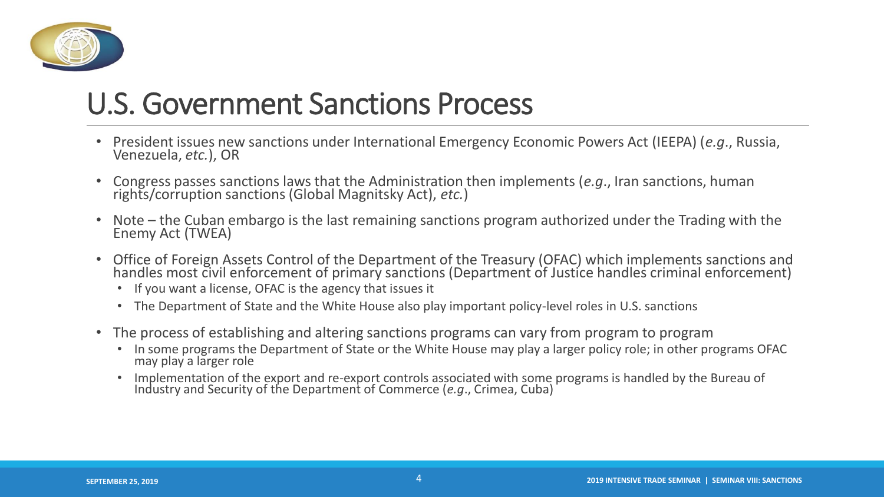# U.S. Government Sanctions Process

- President issues new sanctions under International Emergency Economic Powers Act (IEEPA) (*e.g*., Russia, Venezuela, *etc.*), OR
- Congress passes sanctions laws that the Administration then implements (*e.g*., Iran sanctions, human rights/corruption sanctions (Global Magnitsky Act), *etc.*)
- Note – the Cuban embargo is the last remaining sanctions program authorized under the Trading with the Enemy Act (TWEA)
- Office of Foreign Assets Control of the Department of the Treasury (OFAC) which implements sanctions and handles most civil enforcement of primary sanctions (Department of Justice handles criminal enforcement)
  - If you want a license, OFAC is the agency that issues it
  - The Department of State and the White House also play important policy-level roles in U.S. sanctions
- The process of establishing and altering sanctions programs can vary from program to program
  - In some programs the Department of State or the White House may play a larger policy role; in other programs OFAC may play a larger role
  - Implementation of the export and re-export controls associated with some programs is handled by the Bureau of Industry and Security of the Department of Commerce (*e.g*., Crimea, Cuba)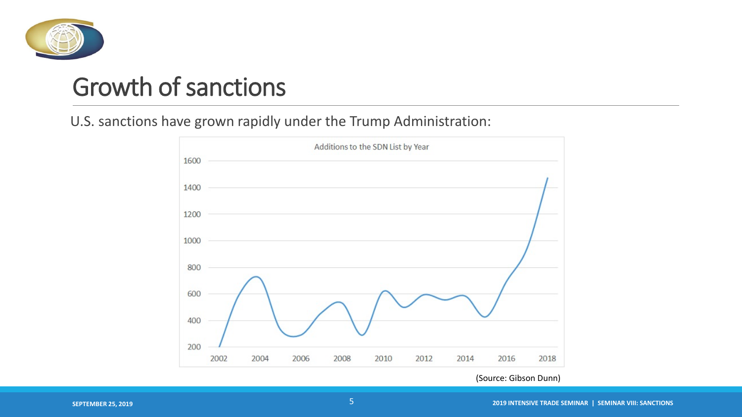# Growth of sanctions

U.S. sanctions have grown rapidly under the Trump Administration:

Additions to the SDN List by Year

(Source: Gibson Dunn)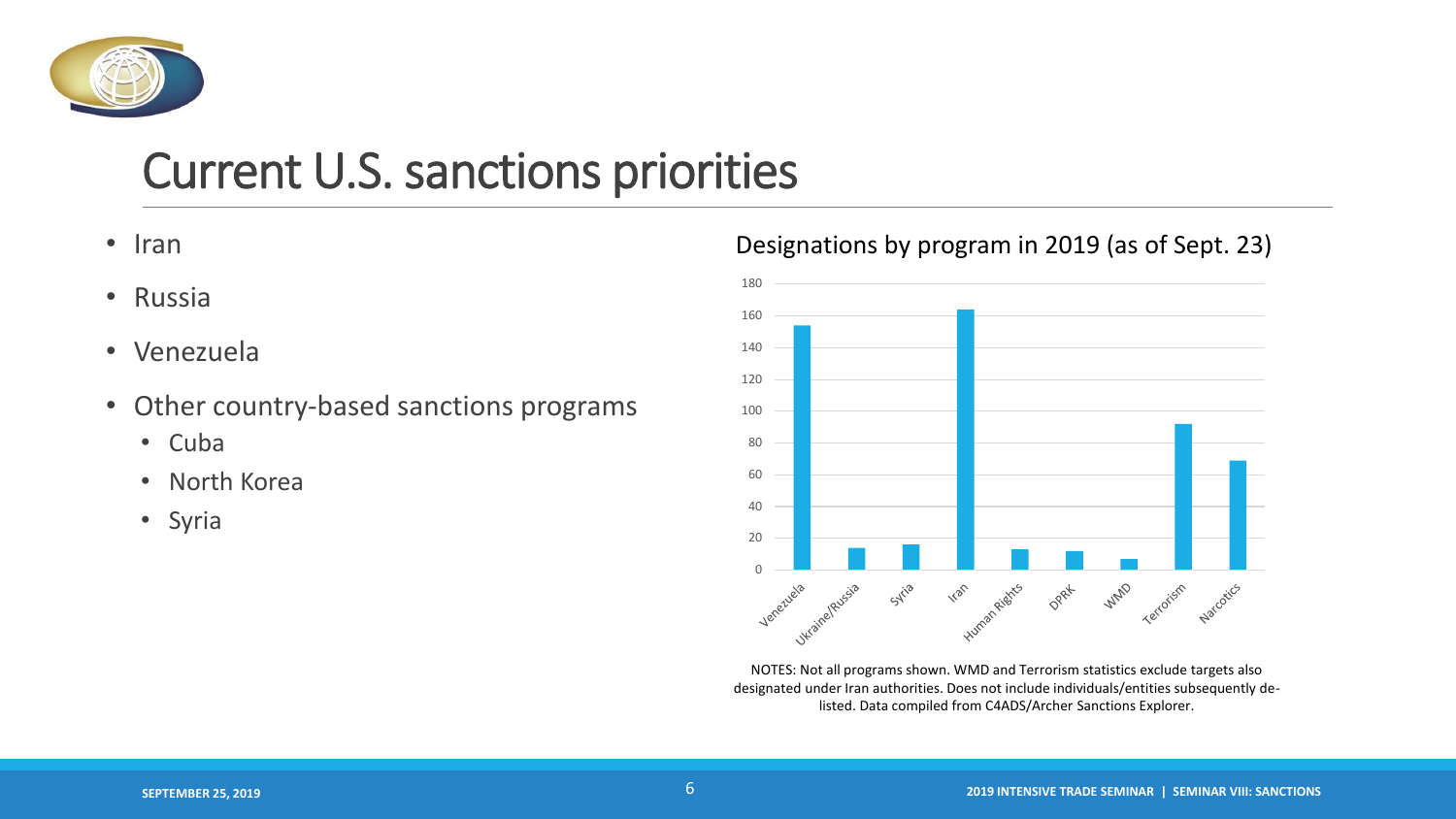# Current U.S. sanctions priorities

- Iran
- Russia
- Venezuela
- Other country-based sanctions programs
  - Cuba
  - North Korea
  - Syria

Designations by program in 2019 (as of Sept. 23)

NOTES: Not all programs shown. WMD and Terrorism statistics exclude targets also designated under Iran authorities. Does not include individuals/entities subsequently de-listed. Data compiled from C4ADS/Archer Sanctions Explorer.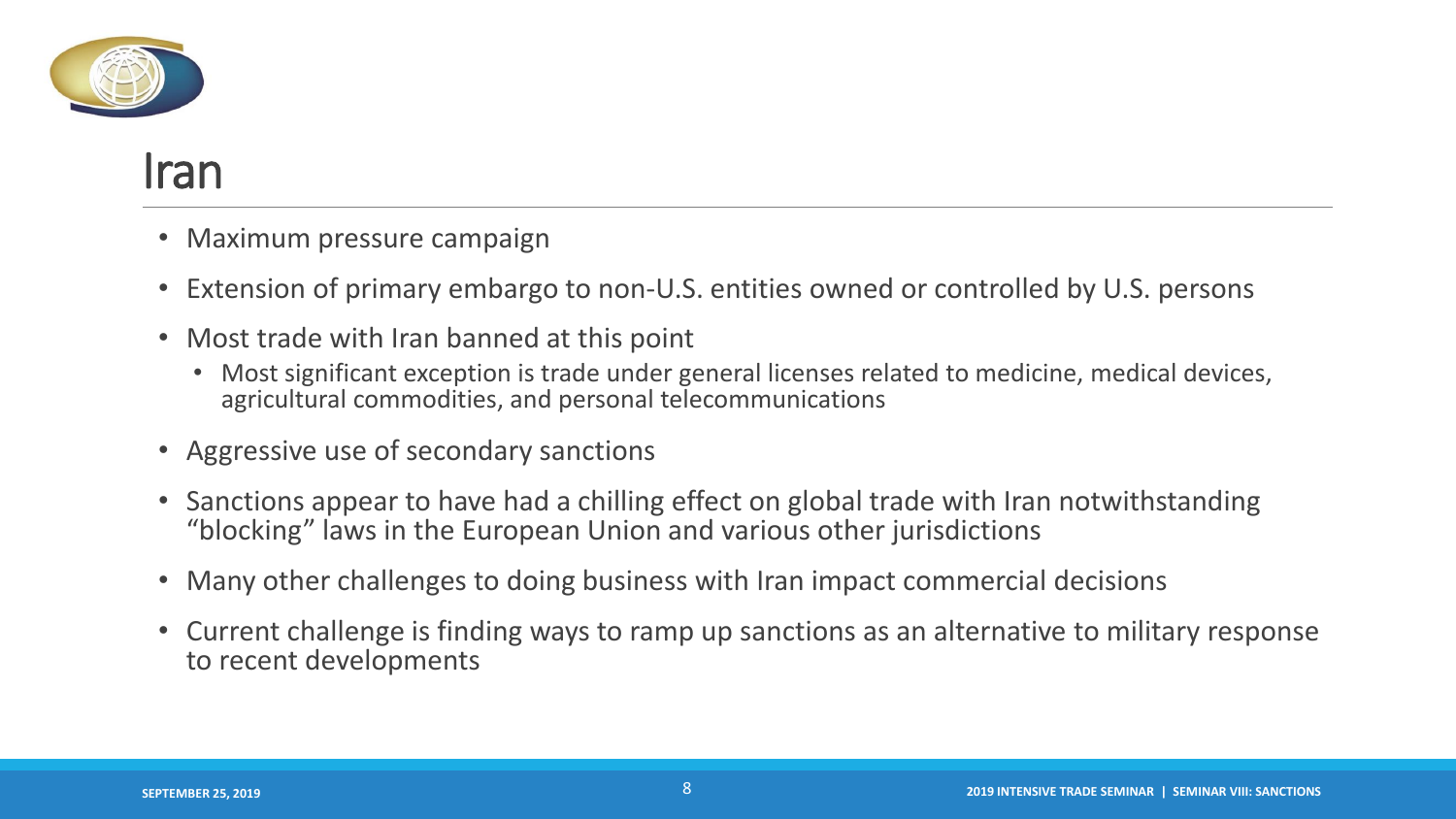# Iran

- Maximum pressure campaign
- Extension of primary embargo to non-U.S. entities owned or controlled by U.S. persons
- Most trade with Iran banned at this point
  - Most significant exception is trade under general licenses related to medicine, medical devices, agricultural commodities, and personal telecommunications
- Aggressive use of secondary sanctions
- Sanctions appear to have had a chilling effect on global trade with Iran notwithstanding "blocking" laws in the European Union and various other jurisdictions
- Many other challenges to doing business with Iran impact commercial decisions
- Current challenge is finding ways to ramp up sanctions as an alternative to military response to recent developments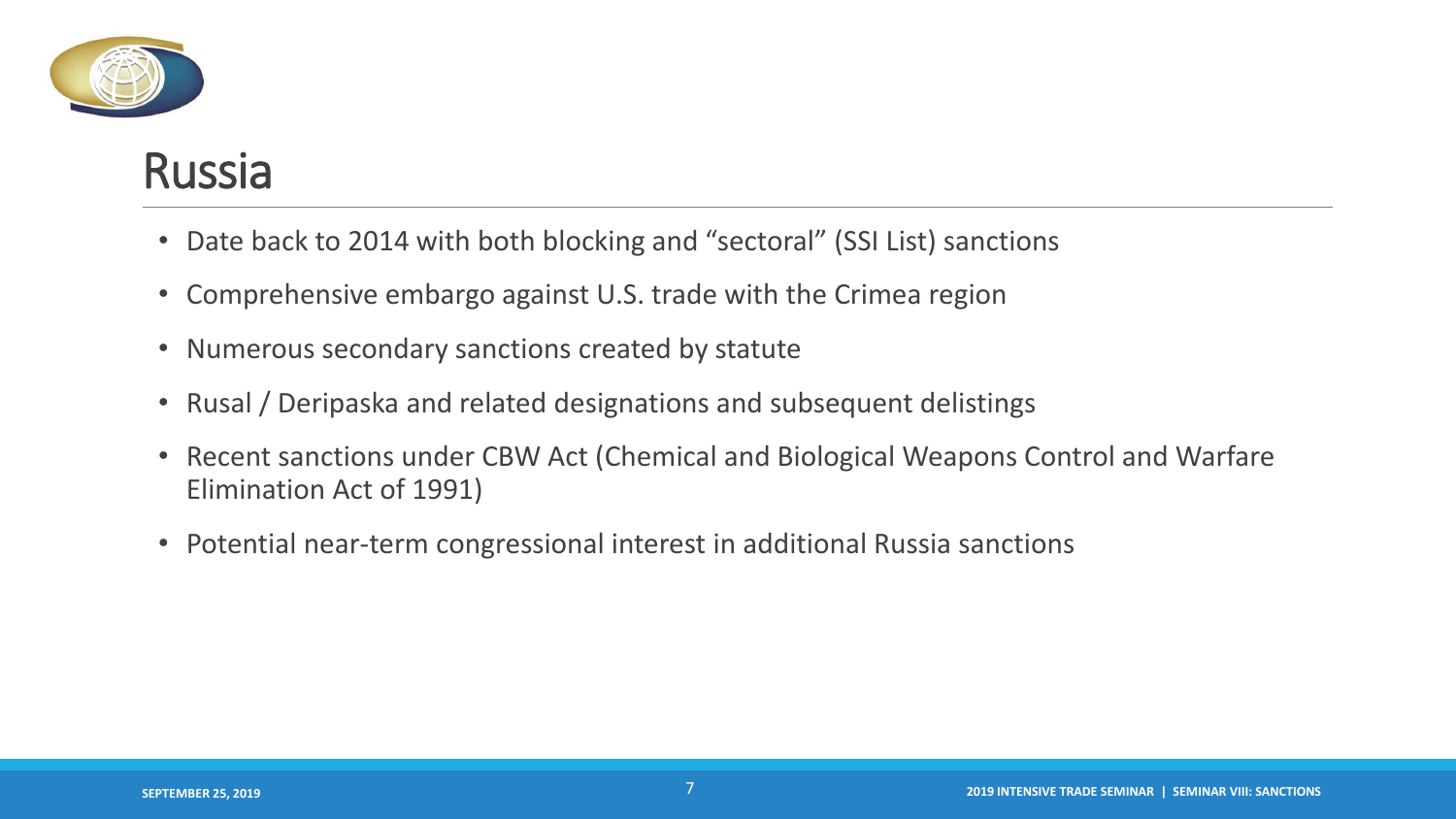# Russia

- Date back to 2014 with both blocking and "sectoral" (SSI List) sanctions
- Comprehensive embargo against U.S. trade with the Crimea region
- Numerous secondary sanctions created by statute
- Rusal / Deripaska and related designations and subsequent delistings
- Recent sanctions under CBW Act (Chemical and Biological Weapons Control and Warfare Elimination Act of 1991)
- Potential near-term congressional interest in additional Russia sanctions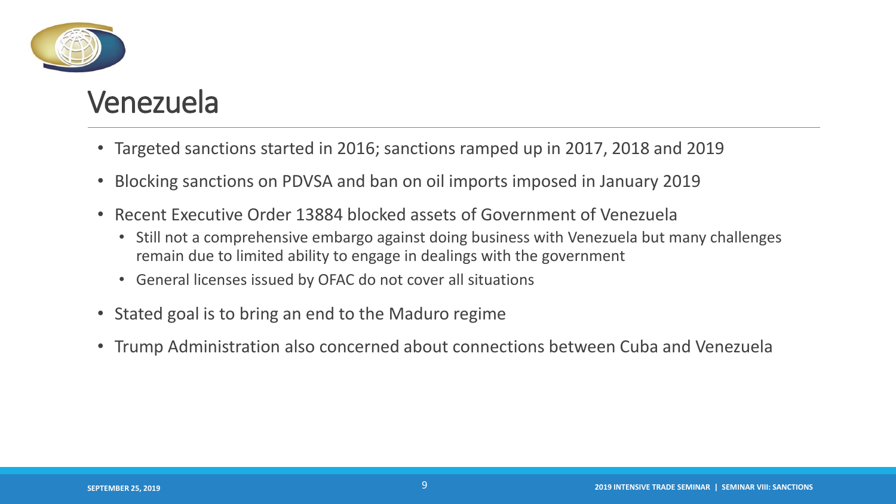# Venezuela

- Targeted sanctions started in 2016; sanctions ramped up in 2017, 2018 and 2019
- Blocking sanctions on PDVSA and ban on oil imports imposed in January 2019
- Recent Executive Order 13884 blocked assets of Government of Venezuela
  - Still not a comprehensive embargo against doing business with Venezuela but many challenges remain due to limited ability to engage in dealings with the government
  - General licenses issued by OFAC do not cover all situations
- Stated goal is to bring an end to the Maduro regime
- Trump Administration also concerned about connections between Cuba and Venezuela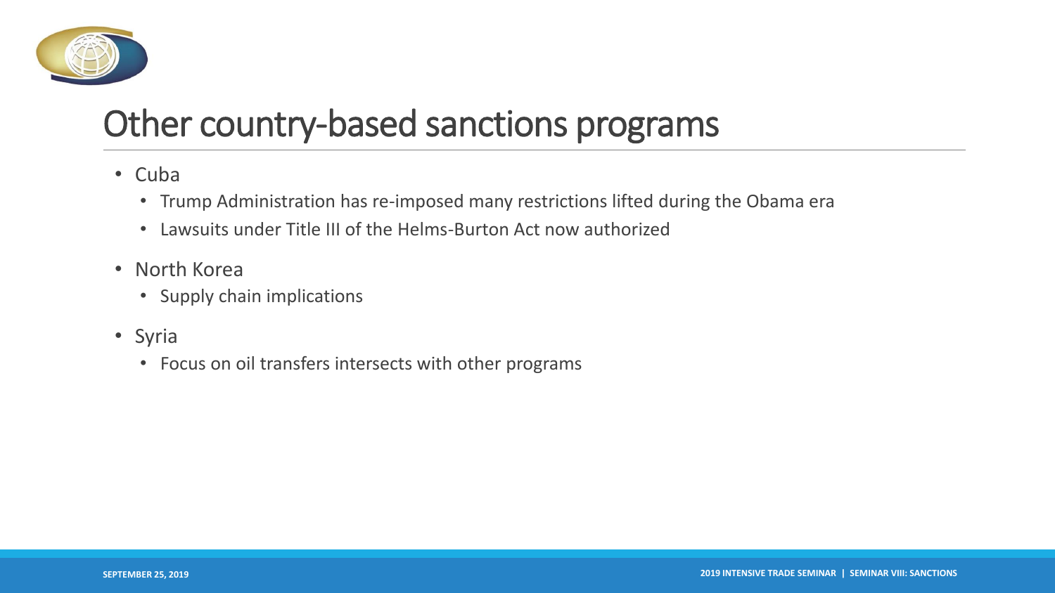# Other country-based sanctions programs

- Cuba
  - Trump Administration has re-imposed many restrictions lifted during the Obama era
  - Lawsuits under Title III of the Helms-Burton Act now authorized
- North Korea
  - Supply chain implications
- Syria
  - Focus on oil transfers intersects with other programs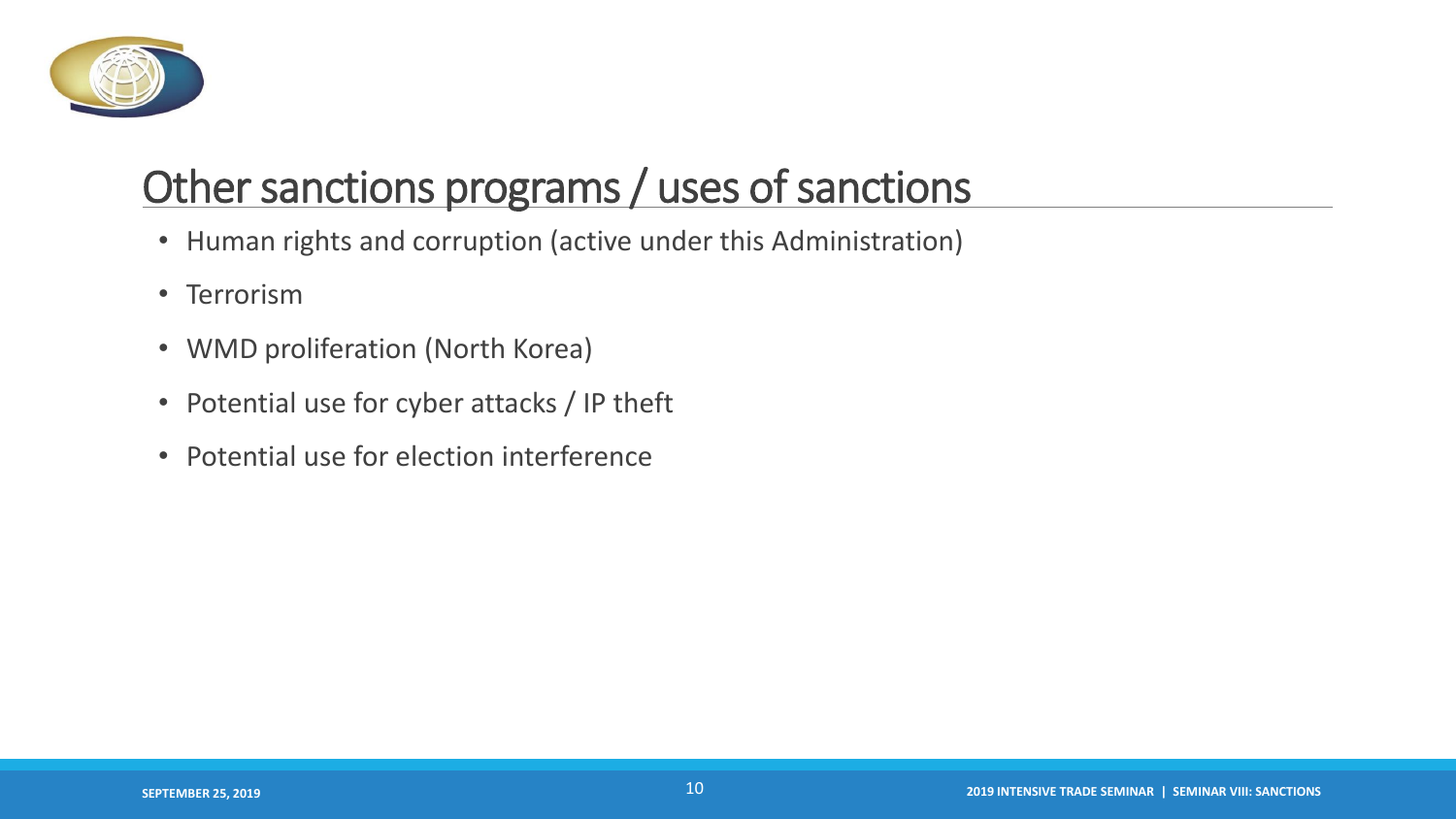## Other sanctions programs / uses of sanctions

- Human rights and corruption (active under this Administration)
- Terrorism
- WMD proliferation (North Korea)
- Potential use for cyber attacks / IP theft
- Potential use for election interference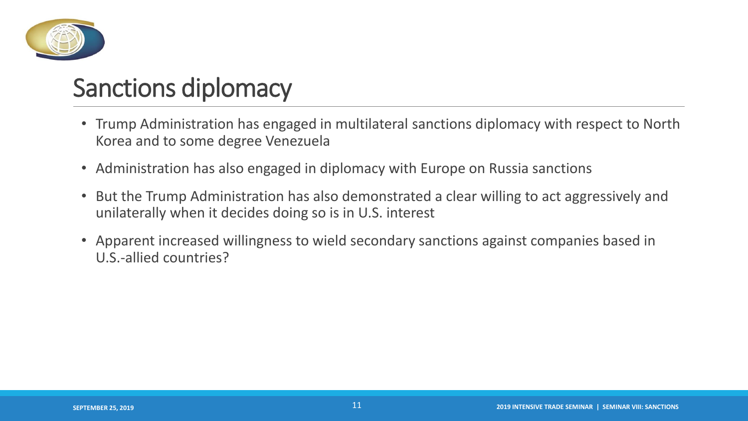# Sanctions diplomacy

- Trump Administration has engaged in multilateral sanctions diplomacy with respect to North Korea and to some degree Venezuela
- Administration has also engaged in diplomacy with Europe on Russia sanctions
- But the Trump Administration has also demonstrated a clear willing to act aggressively and unilaterally when it decides doing so is in U.S. interest
- Apparent increased willingness to wield secondary sanctions against companies based in U.S.-allied countries?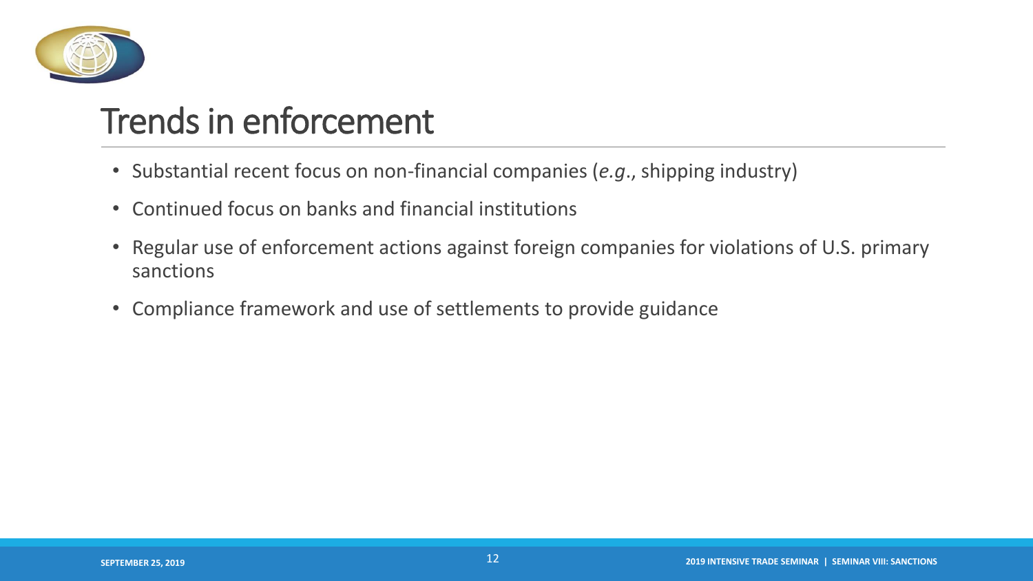# Trends in enforcement

- Substantial recent focus on non-financial companies (*e.g.*, shipping industry)
- Continued focus on banks and financial institutions
- Regular use of enforcement actions against foreign companies for violations of U.S. primary sanctions
- Compliance framework and use of settlements to provide guidance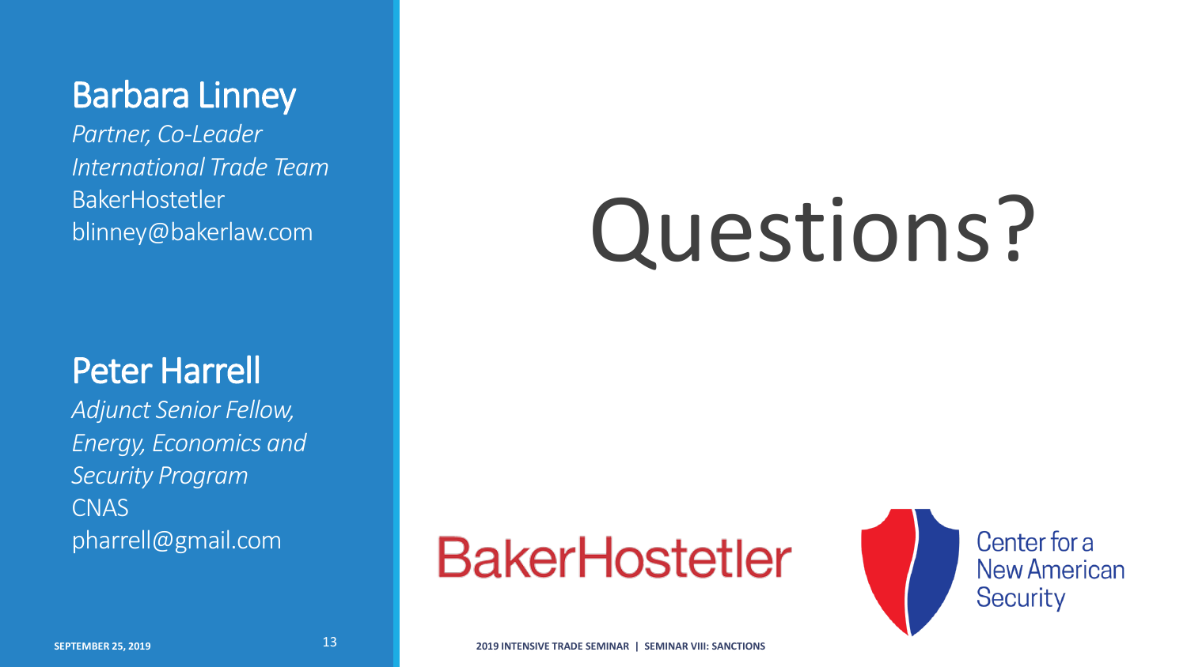## Barbara Linney

*Partner, Co-Leader*
*International Trade Team*
BakerHostetler
blinney@bakerlaw.com

## Peter Harrell

*Adjunct Senior Fellow,*
*Energy, Economics and*
*Security Program*
CNAS
pharrell@gmail.com

# Questions?

BakerHostetler

Center for a New American Security